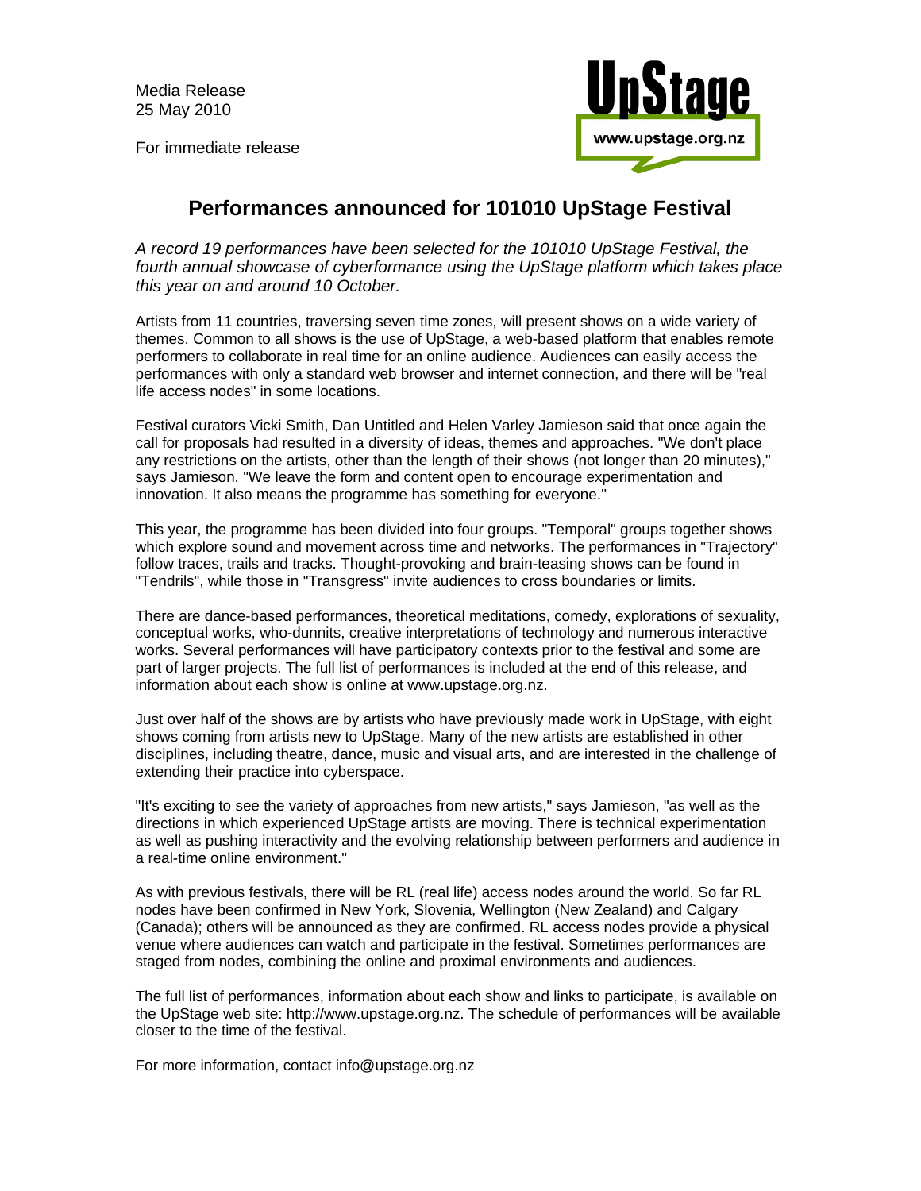Media Release
25 May 2010

For immediate release

UpStage
www.upstage.org.nz

# Performances announced for 101010 UpStage Festival

*A record 19 performances have been selected for the 101010 UpStage Festival, the fourth annual showcase of cyberformance using the UpStage platform which takes place this year on and around 10 October.*

Artists from 11 countries, traversing seven time zones, will present shows on a wide variety of themes. Common to all shows is the use of UpStage, a web-based platform that enables remote performers to collaborate in real time for an online audience. Audiences can easily access the performances with only a standard web browser and internet connection, and there will be "real life access nodes" in some locations.

Festival curators Vicki Smith, Dan Untitled and Helen Varley Jamieson said that once again the call for proposals had resulted in a diversity of ideas, themes and approaches. "We don't place any restrictions on the artists, other than the length of their shows (not longer than 20 minutes)," says Jamieson. "We leave the form and content open to encourage experimentation and innovation. It also means the programme has something for everyone."

This year, the programme has been divided into four groups. "Temporal" groups together shows which explore sound and movement across time and networks. The performances in "Trajectory" follow traces, trails and tracks. Thought-provoking and brain-teasing shows can be found in "Tendrils", while those in "Transgress" invite audiences to cross boundaries or limits.

There are dance-based performances, theoretical meditations, comedy, explorations of sexuality, conceptual works, who-dunnits, creative interpretations of technology and numerous interactive works. Several performances will have participatory contexts prior to the festival and some are part of larger projects. The full list of performances is included at the end of this release, and information about each show is online at www.upstage.org.nz.

Just over half of the shows are by artists who have previously made work in UpStage, with eight shows coming from artists new to UpStage. Many of the new artists are established in other disciplines, including theatre, dance, music and visual arts, and are interested in the challenge of extending their practice into cyberspace.

"It's exciting to see the variety of approaches from new artists," says Jamieson, "as well as the directions in which experienced UpStage artists are moving. There is technical experimentation as well as pushing interactivity and the evolving relationship between performers and audience in a real-time online environment."

As with previous festivals, there will be RL (real life) access nodes around the world. So far RL nodes have been confirmed in New York, Slovenia, Wellington (New Zealand) and Calgary (Canada); others will be announced as they are confirmed. RL access nodes provide a physical venue where audiences can watch and participate in the festival. Sometimes performances are staged from nodes, combining the online and proximal environments and audiences.

The full list of performances, information about each show and links to participate, is available on the UpStage web site: http://www.upstage.org.nz. The schedule of performances will be available closer to the time of the festival.

For more information, contact info@upstage.org.nz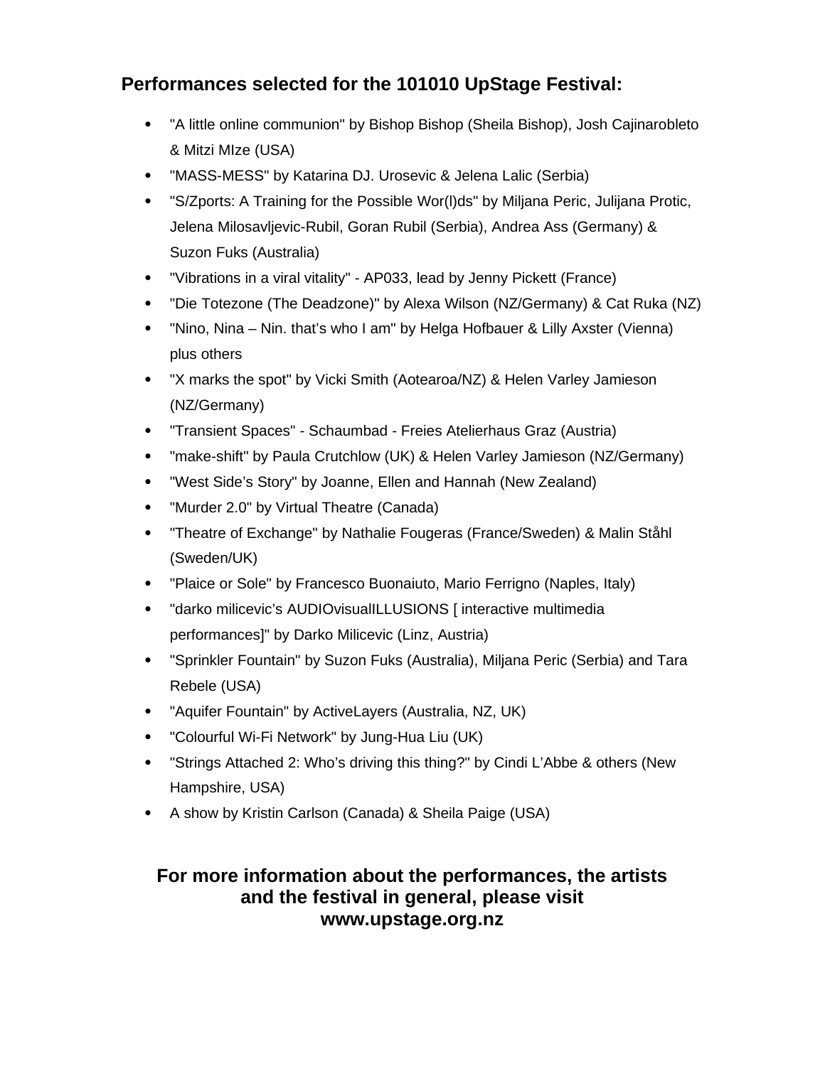## Performances selected for the 101010 UpStage Festival:

- "A little online communion" by Bishop Bishop (Sheila Bishop), Josh Cajinarobleto & Mitzi MIze (USA)
- "MASS-MESS" by Katarina DJ. Urosevic & Jelena Lalic (Serbia)
- "S/Zports: A Training for the Possible Wor(l)ds" by Miljana Peric, Julijana Protic, Jelena Milosavljevic-Rubil, Goran Rubil (Serbia), Andrea Ass (Germany) & Suzon Fuks (Australia)
- "Vibrations in a viral vitality" - AP033, lead by Jenny Pickett (France)
- "Die Totezone (The Deadzone)" by Alexa Wilson (NZ/Germany) & Cat Ruka (NZ)
- "Nino, Nina – Nin. that's who I am" by Helga Hofbauer & Lilly Axster (Vienna) plus others
- "X marks the spot" by Vicki Smith (Aotearoa/NZ) & Helen Varley Jamieson (NZ/Germany)
- "Transient Spaces" - Schaumbad - Freies Atelierhaus Graz (Austria)
- "make-shift" by Paula Crutchlow (UK) & Helen Varley Jamieson (NZ/Germany)
- "West Side's Story" by Joanne, Ellen and Hannah (New Zealand)
- "Murder 2.0" by Virtual Theatre (Canada)
- "Theatre of Exchange" by Nathalie Fougeras (France/Sweden) & Malin Ståhl (Sweden/UK)
- "Plaice or Sole" by Francesco Buonaiuto, Mario Ferrigno (Naples, Italy)
- "darko milicevic's AUDIOvisualILLUSIONS [ interactive multimedia performances]" by Darko Milicevic (Linz, Austria)
- "Sprinkler Fountain" by Suzon Fuks (Australia), Miljana Peric (Serbia) and Tara Rebele (USA)
- "Aquifer Fountain" by ActiveLayers (Australia, NZ, UK)
- "Colourful Wi-Fi Network" by Jung-Hua Liu (UK)
- "Strings Attached 2: Who's driving this thing?" by Cindi L'Abbe & others (New Hampshire, USA)
- A show by Kristin Carlson (Canada) & Sheila Paige (USA)

**For more information about the performances, the artists and the festival in general, please visit www.upstage.org.nz**